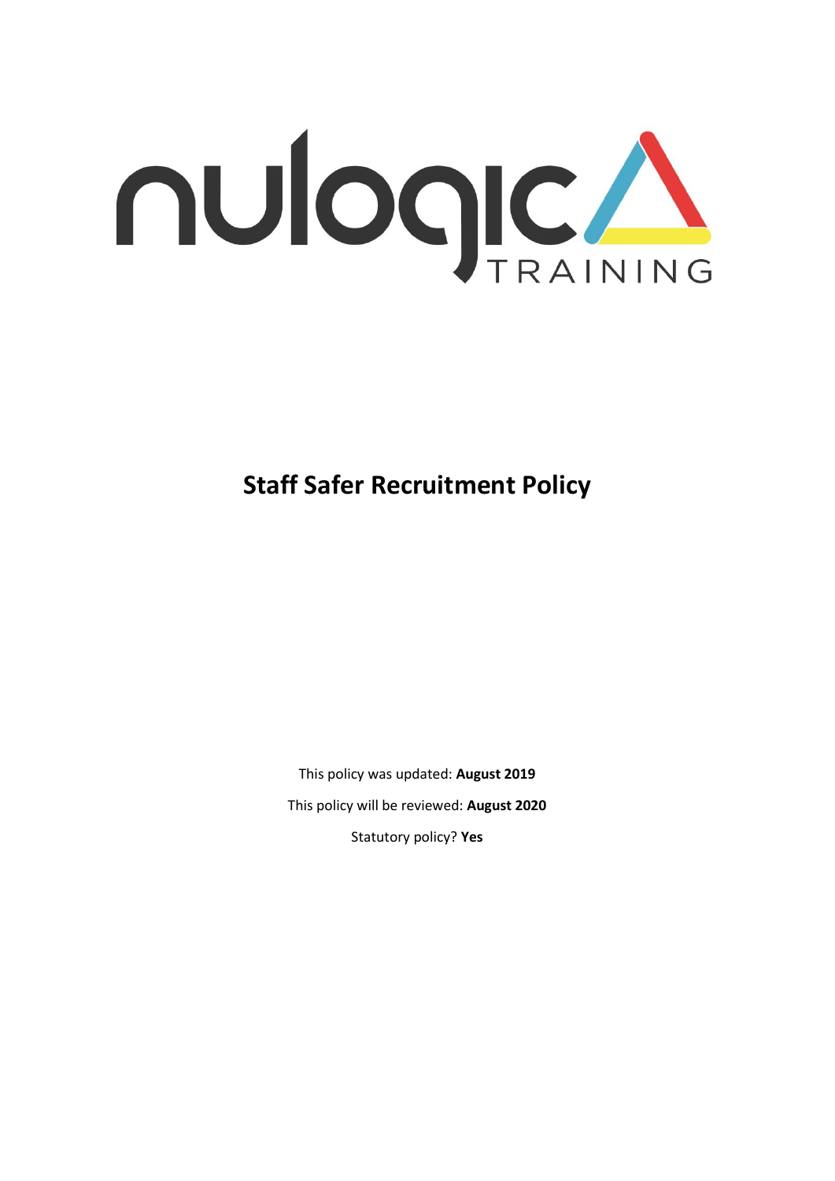nulogic TRAINING

# Staff Safer Recruitment Policy

This policy was updated: **August 2019**

This policy will be reviewed: **August 2020**

Statutory policy? **Yes**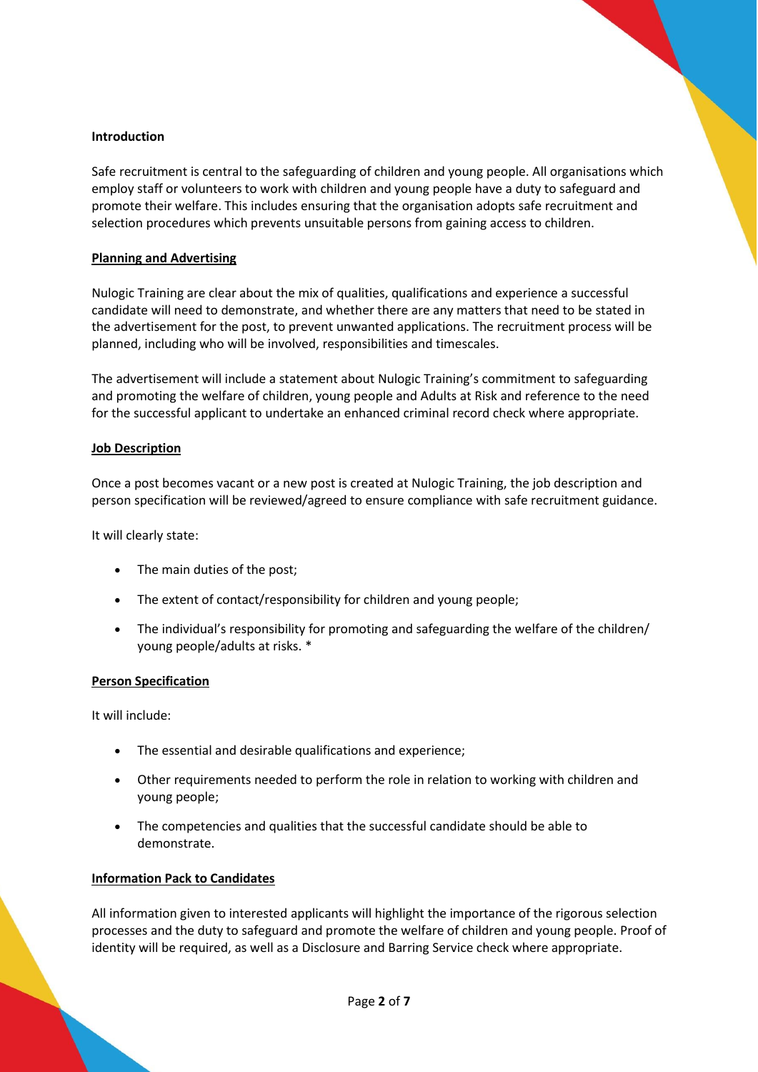**Introduction**

Safe recruitment is central to the safeguarding of children and young people. All organisations which employ staff or volunteers to work with children and young people have a duty to safeguard and promote their welfare. This includes ensuring that the organisation adopts safe recruitment and selection procedures which prevents unsuitable persons from gaining access to children.

**Planning and Advertising**

Nulogic Training are clear about the mix of qualities, qualifications and experience a successful candidate will need to demonstrate, and whether there are any matters that need to be stated in the advertisement for the post, to prevent unwanted applications. The recruitment process will be planned, including who will be involved, responsibilities and timescales.

The advertisement will include a statement about Nulogic Training's commitment to safeguarding and promoting the welfare of children, young people and Adults at Risk and reference to the need for the successful applicant to undertake an enhanced criminal record check where appropriate.

**Job Description**

Once a post becomes vacant or a new post is created at Nulogic Training, the job description and person specification will be reviewed/agreed to ensure compliance with safe recruitment guidance.

It will clearly state:

- The main duties of the post;
- The extent of contact/responsibility for children and young people;
- The individual's responsibility for promoting and safeguarding the welfare of the children/ young people/adults at risks. *

**Person Specification**

It will include:

- The essential and desirable qualifications and experience;
- Other requirements needed to perform the role in relation to working with children and young people;
- The competencies and qualities that the successful candidate should be able to demonstrate.

**Information Pack to Candidates**

All information given to interested applicants will highlight the importance of the rigorous selection processes and the duty to safeguard and promote the welfare of children and young people. Proof of identity will be required, as well as a Disclosure and Barring Service check where appropriate.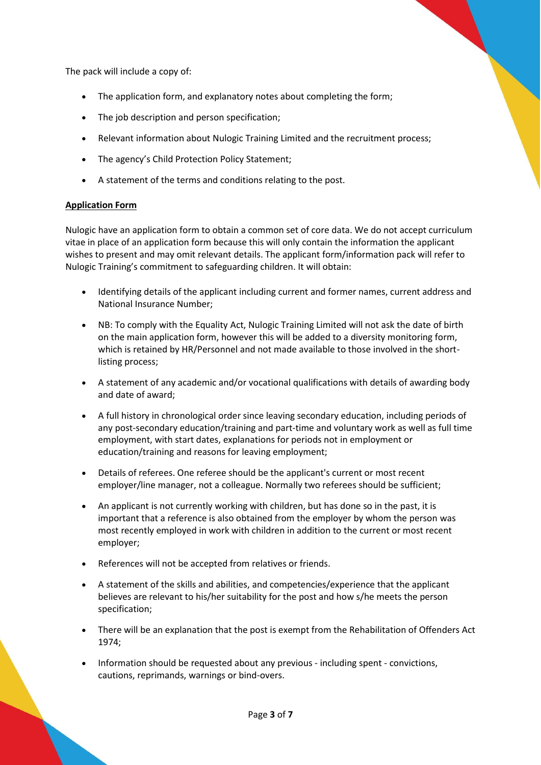The pack will include a copy of:

- The application form, and explanatory notes about completing the form;
- The job description and person specification;
- Relevant information about Nulogic Training Limited and the recruitment process;
- The agency's Child Protection Policy Statement;
- A statement of the terms and conditions relating to the post.

**Application Form**

Nulogic have an application form to obtain a common set of core data. We do not accept curriculum vitae in place of an application form because this will only contain the information the applicant wishes to present and may omit relevant details. The applicant form/information pack will refer to Nulogic Training's commitment to safeguarding children. It will obtain:

- Identifying details of the applicant including current and former names, current address and National Insurance Number;
- NB: To comply with the Equality Act, Nulogic Training Limited will not ask the date of birth on the main application form, however this will be added to a diversity monitoring form, which is retained by HR/Personnel and not made available to those involved in the short-listing process;
- A statement of any academic and/or vocational qualifications with details of awarding body and date of award;
- A full history in chronological order since leaving secondary education, including periods of any post-secondary education/training and part-time and voluntary work as well as full time employment, with start dates, explanations for periods not in employment or education/training and reasons for leaving employment;
- Details of referees. One referee should be the applicant's current or most recent employer/line manager, not a colleague. Normally two referees should be sufficient;
- An applicant is not currently working with children, but has done so in the past, it is important that a reference is also obtained from the employer by whom the person was most recently employed in work with children in addition to the current or most recent employer;
- References will not be accepted from relatives or friends.
- A statement of the skills and abilities, and competencies/experience that the applicant believes are relevant to his/her suitability for the post and how s/he meets the person specification;
- There will be an explanation that the post is exempt from the Rehabilitation of Offenders Act 1974;
- Information should be requested about any previous - including spent - convictions, cautions, reprimands, warnings or bind-overs.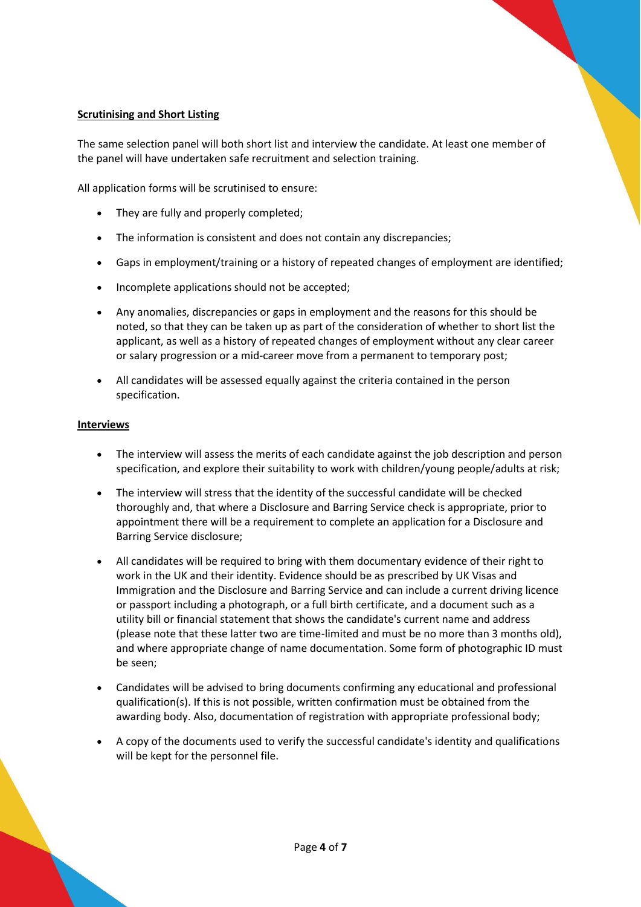**Scrutinising and Short Listing**

The same selection panel will both short list and interview the candidate. At least one member of the panel will have undertaken safe recruitment and selection training.

All application forms will be scrutinised to ensure:

- They are fully and properly completed;
- The information is consistent and does not contain any discrepancies;
- Gaps in employment/training or a history of repeated changes of employment are identified;
- Incomplete applications should not be accepted;
- Any anomalies, discrepancies or gaps in employment and the reasons for this should be noted, so that they can be taken up as part of the consideration of whether to short list the applicant, as well as a history of repeated changes of employment without any clear career or salary progression or a mid-career move from a permanent to temporary post;
- All candidates will be assessed equally against the criteria contained in the person specification.

**Interviews**

- The interview will assess the merits of each candidate against the job description and person specification, and explore their suitability to work with children/young people/adults at risk;
- The interview will stress that the identity of the successful candidate will be checked thoroughly and, that where a Disclosure and Barring Service check is appropriate, prior to appointment there will be a requirement to complete an application for a Disclosure and Barring Service disclosure;
- All candidates will be required to bring with them documentary evidence of their right to work in the UK and their identity. Evidence should be as prescribed by UK Visas and Immigration and the Disclosure and Barring Service and can include a current driving licence or passport including a photograph, or a full birth certificate, and a document such as a utility bill or financial statement that shows the candidate's current name and address (please note that these latter two are time-limited and must be no more than 3 months old), and where appropriate change of name documentation. Some form of photographic ID must be seen;
- Candidates will be advised to bring documents confirming any educational and professional qualification(s). If this is not possible, written confirmation must be obtained from the awarding body. Also, documentation of registration with appropriate professional body;
- A copy of the documents used to verify the successful candidate's identity and qualifications will be kept for the personnel file.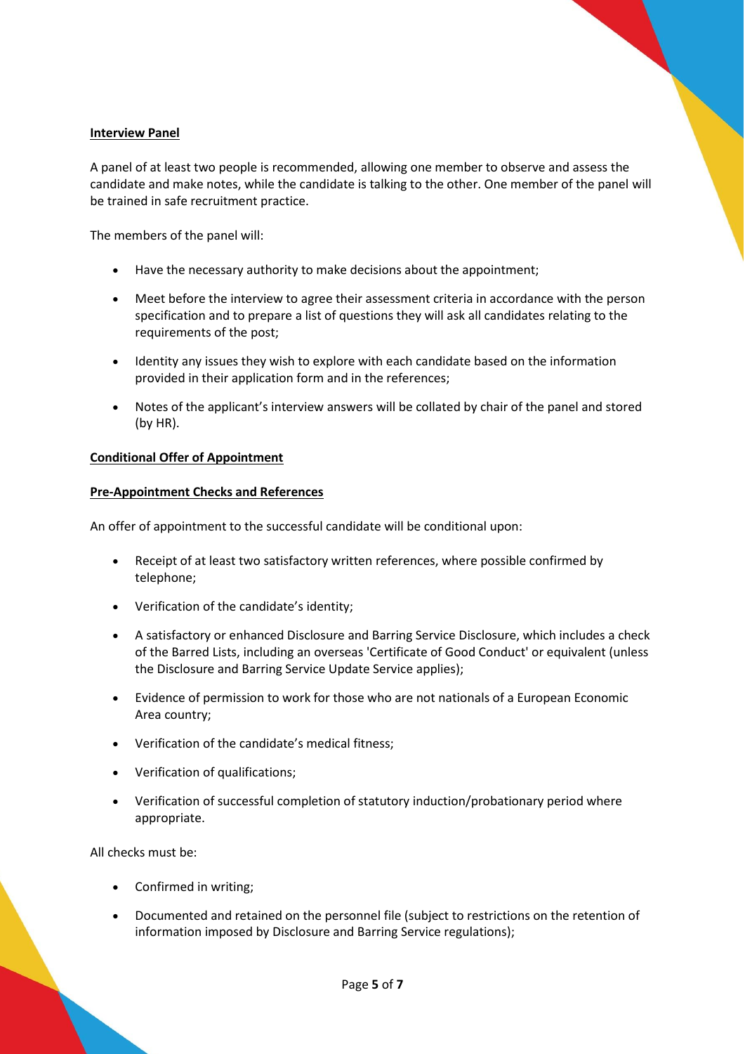**Interview Panel**

A panel of at least two people is recommended, allowing one member to observe and assess the candidate and make notes, while the candidate is talking to the other. One member of the panel will be trained in safe recruitment practice.

The members of the panel will:

- Have the necessary authority to make decisions about the appointment;
- Meet before the interview to agree their assessment criteria in accordance with the person specification and to prepare a list of questions they will ask all candidates relating to the requirements of the post;
- Identity any issues they wish to explore with each candidate based on the information provided in their application form and in the references;
- Notes of the applicant's interview answers will be collated by chair of the panel and stored (by HR).

**Conditional Offer of Appointment**

**Pre-Appointment Checks and References**

An offer of appointment to the successful candidate will be conditional upon:

- Receipt of at least two satisfactory written references, where possible confirmed by telephone;
- Verification of the candidate's identity;
- A satisfactory or enhanced Disclosure and Barring Service Disclosure, which includes a check of the Barred Lists, including an overseas 'Certificate of Good Conduct' or equivalent (unless the Disclosure and Barring Service Update Service applies);
- Evidence of permission to work for those who are not nationals of a European Economic Area country;
- Verification of the candidate's medical fitness;
- Verification of qualifications;
- Verification of successful completion of statutory induction/probationary period where appropriate.

All checks must be:

- Confirmed in writing;
- Documented and retained on the personnel file (subject to restrictions on the retention of information imposed by Disclosure and Barring Service regulations);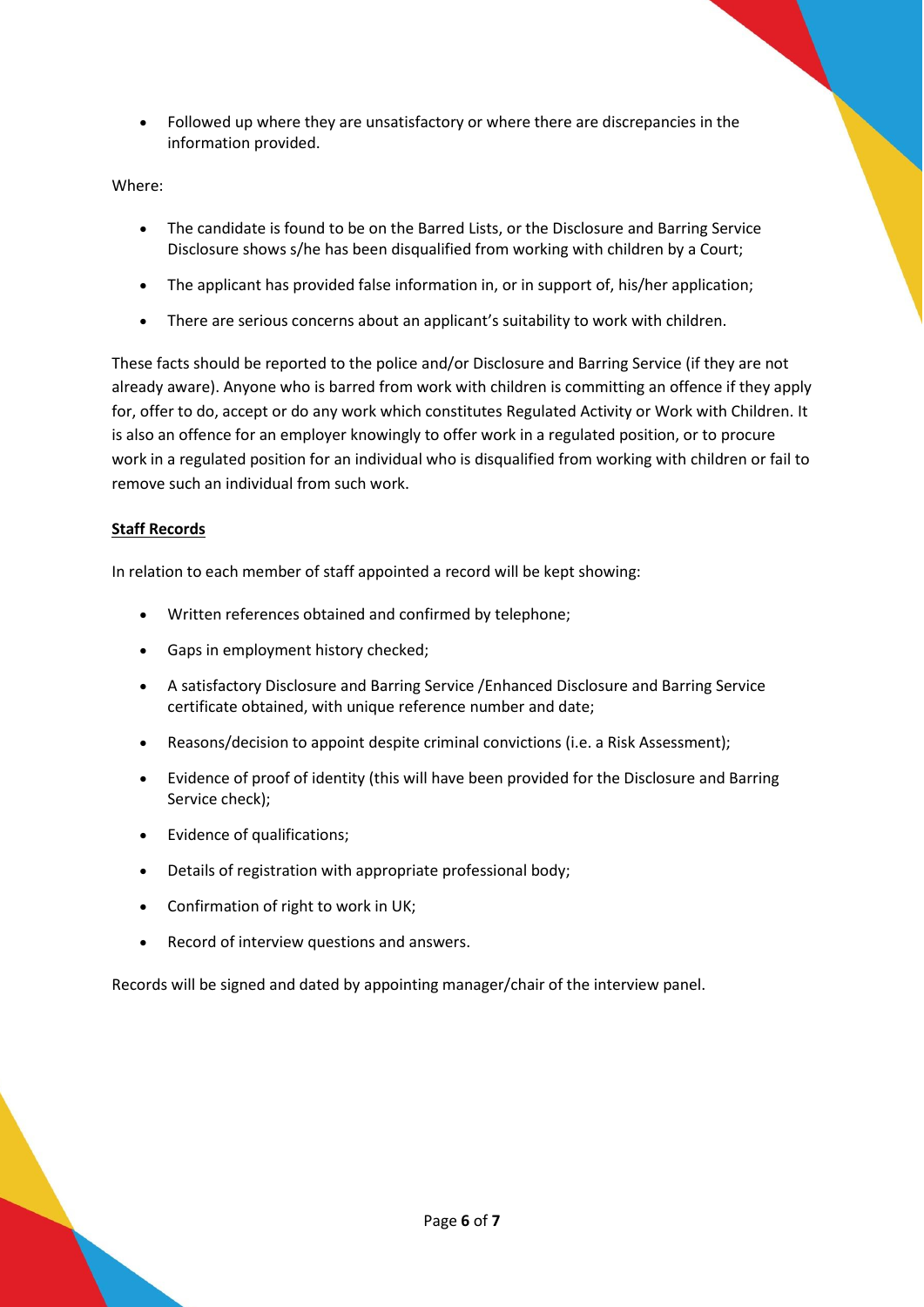- Followed up where they are unsatisfactory or where there are discrepancies in the information provided.

Where:

- The candidate is found to be on the Barred Lists, or the Disclosure and Barring Service Disclosure shows s/he has been disqualified from working with children by a Court;
- The applicant has provided false information in, or in support of, his/her application;
- There are serious concerns about an applicant's suitability to work with children.

These facts should be reported to the police and/or Disclosure and Barring Service (if they are not already aware). Anyone who is barred from work with children is committing an offence if they apply for, offer to do, accept or do any work which constitutes Regulated Activity or Work with Children. It is also an offence for an employer knowingly to offer work in a regulated position, or to procure work in a regulated position for an individual who is disqualified from working with children or fail to remove such an individual from such work.

**Staff Records**

In relation to each member of staff appointed a record will be kept showing:

- Written references obtained and confirmed by telephone;
- Gaps in employment history checked;
- A satisfactory Disclosure and Barring Service /Enhanced Disclosure and Barring Service certificate obtained, with unique reference number and date;
- Reasons/decision to appoint despite criminal convictions (i.e. a Risk Assessment);
- Evidence of proof of identity (this will have been provided for the Disclosure and Barring Service check);
- Evidence of qualifications;
- Details of registration with appropriate professional body;
- Confirmation of right to work in UK;
- Record of interview questions and answers.

Records will be signed and dated by appointing manager/chair of the interview panel.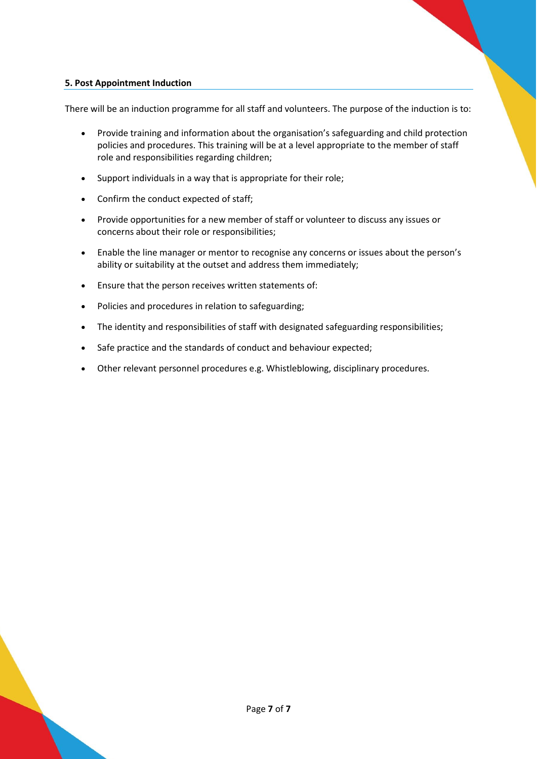### 5. Post Appointment Induction

There will be an induction programme for all staff and volunteers. The purpose of the induction is to:

- Provide training and information about the organisation's safeguarding and child protection policies and procedures. This training will be at a level appropriate to the member of staff role and responsibilities regarding children;
- Support individuals in a way that is appropriate for their role;
- Confirm the conduct expected of staff;
- Provide opportunities for a new member of staff or volunteer to discuss any issues or concerns about their role or responsibilities;
- Enable the line manager or mentor to recognise any concerns or issues about the person's ability or suitability at the outset and address them immediately;
- Ensure that the person receives written statements of:
- Policies and procedures in relation to safeguarding;
- The identity and responsibilities of staff with designated safeguarding responsibilities;
- Safe practice and the standards of conduct and behaviour expected;
- Other relevant personnel procedures e.g. Whistleblowing, disciplinary procedures.